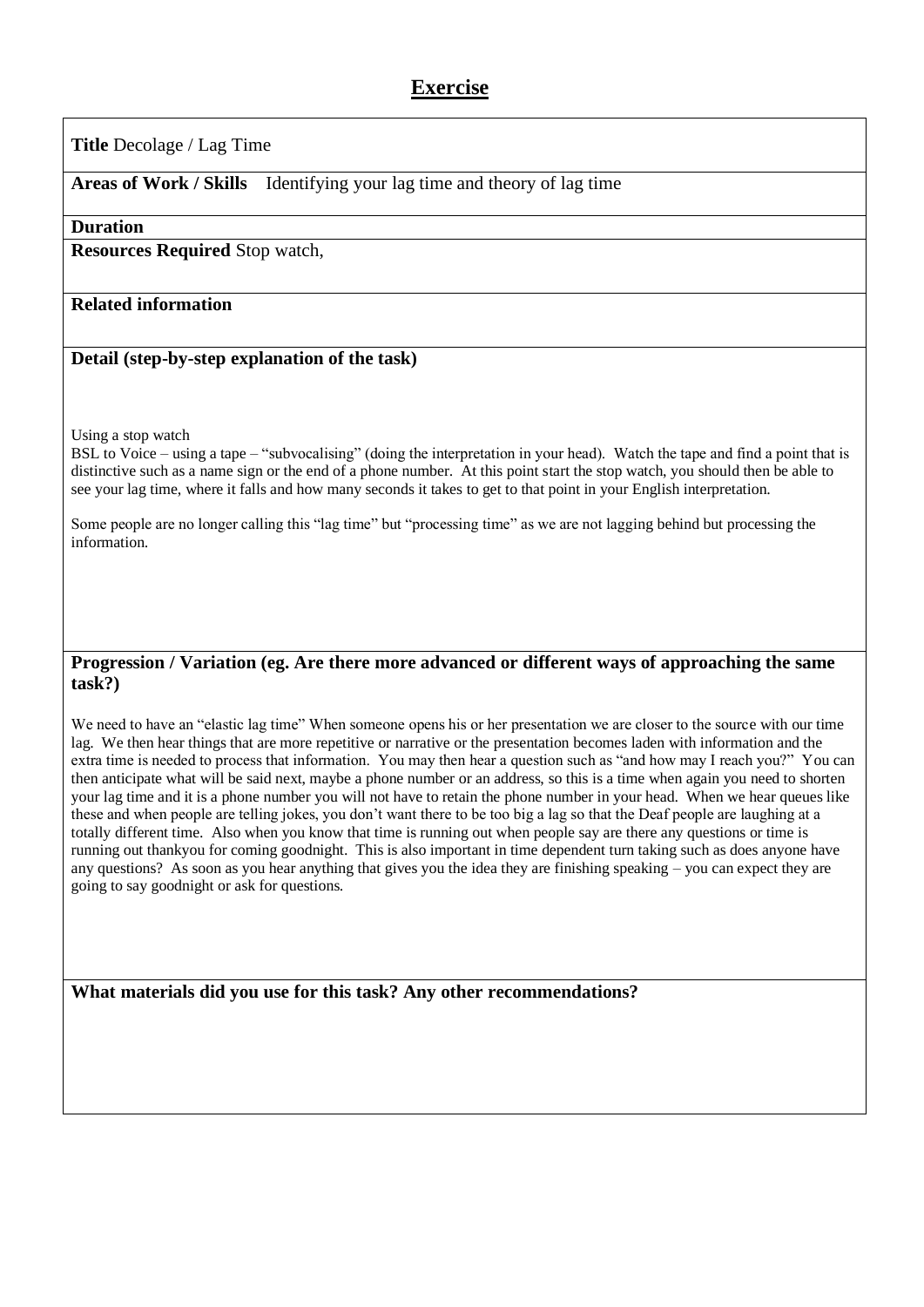# Exercise

**Title** Decolage / Lag Time

**Areas of Work / Skills** Identifying your lag time and theory of lag time

**Duration**

**Resources Required** Stop watch,

**Related information**

**Detail (step-by-step explanation of the task)**

Using a stop watch
BSL to Voice – using a tape – "subvocalising" (doing the interpretation in your head). Watch the tape and find a point that is distinctive such as a name sign or the end of a phone number. At this point start the stop watch, you should then be able to see your lag time, where it falls and how many seconds it takes to get to that point in your English interpretation.

Some people are no longer calling this "lag time" but "processing time" as we are not lagging behind but processing the information.

**Progression / Variation (eg. Are there more advanced or different ways of approaching the same task?)**

We need to have an "elastic lag time" When someone opens his or her presentation we are closer to the source with our time lag. We then hear things that are more repetitive or narrative or the presentation becomes laden with information and the extra time is needed to process that information. You may then hear a question such as "and how may I reach you?" You can then anticipate what will be said next, maybe a phone number or an address, so this is a time when again you need to shorten your lag time and it is a phone number you will not have to retain the phone number in your head. When we hear queues like these and when people are telling jokes, you don't want there to be too big a lag so that the Deaf people are laughing at a totally different time. Also when you know that time is running out when people say are there any questions or time is running out thankyou for coming goodnight. This is also important in time dependent turn taking such as does anyone have any questions? As soon as you hear anything that gives you the idea they are finishing speaking – you can expect they are going to say goodnight or ask for questions.

**What materials did you use for this task? Any other recommendations?**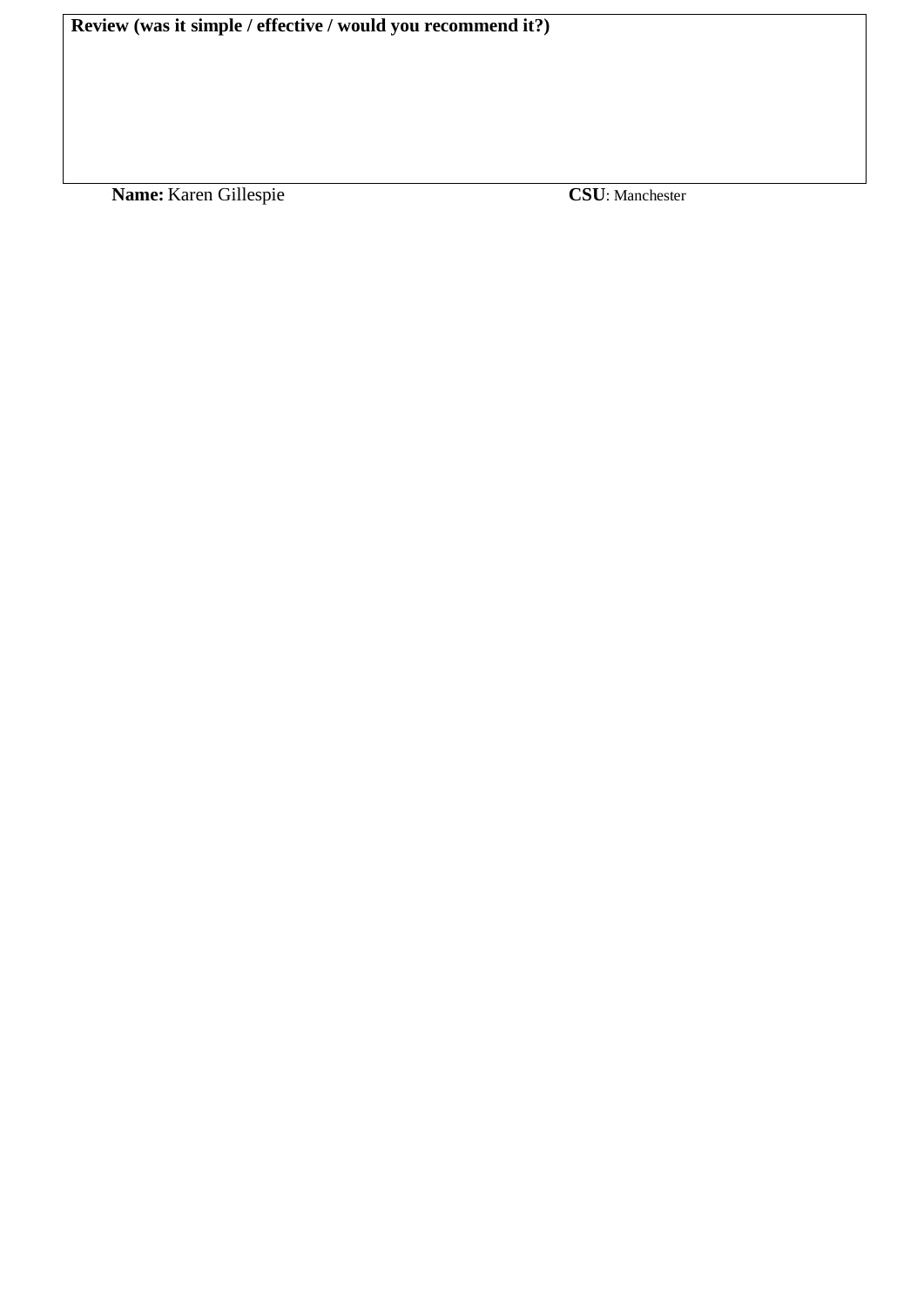| Review (was it simple / effective / would you recommend it?) |
| --- |
| |

**Name:** Karen Gillespie **CSU**: Manchester